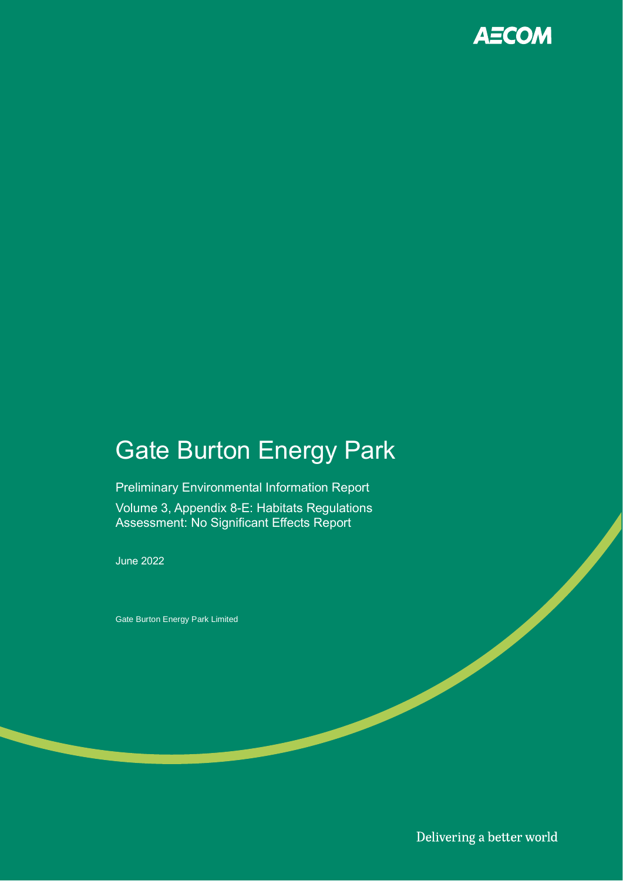AECOM

# Gate Burton Energy Park

Preliminary Environmental Information Report

Volume 3, Appendix 8-E: Habitats Regulations Assessment: No Significant Effects Report

June 2022

Gate Burton Energy Park Limited

Delivering a better world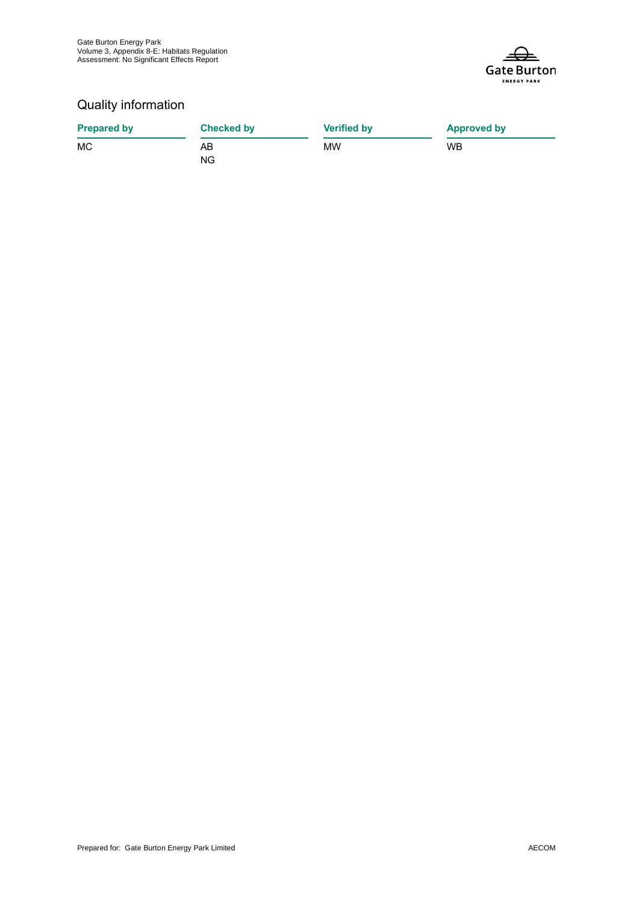## Quality information

| Prepared by | Checked by | Verified by | Approved by |
| --- | --- | --- | --- |
| MC | AB<br>NG | MW | WB |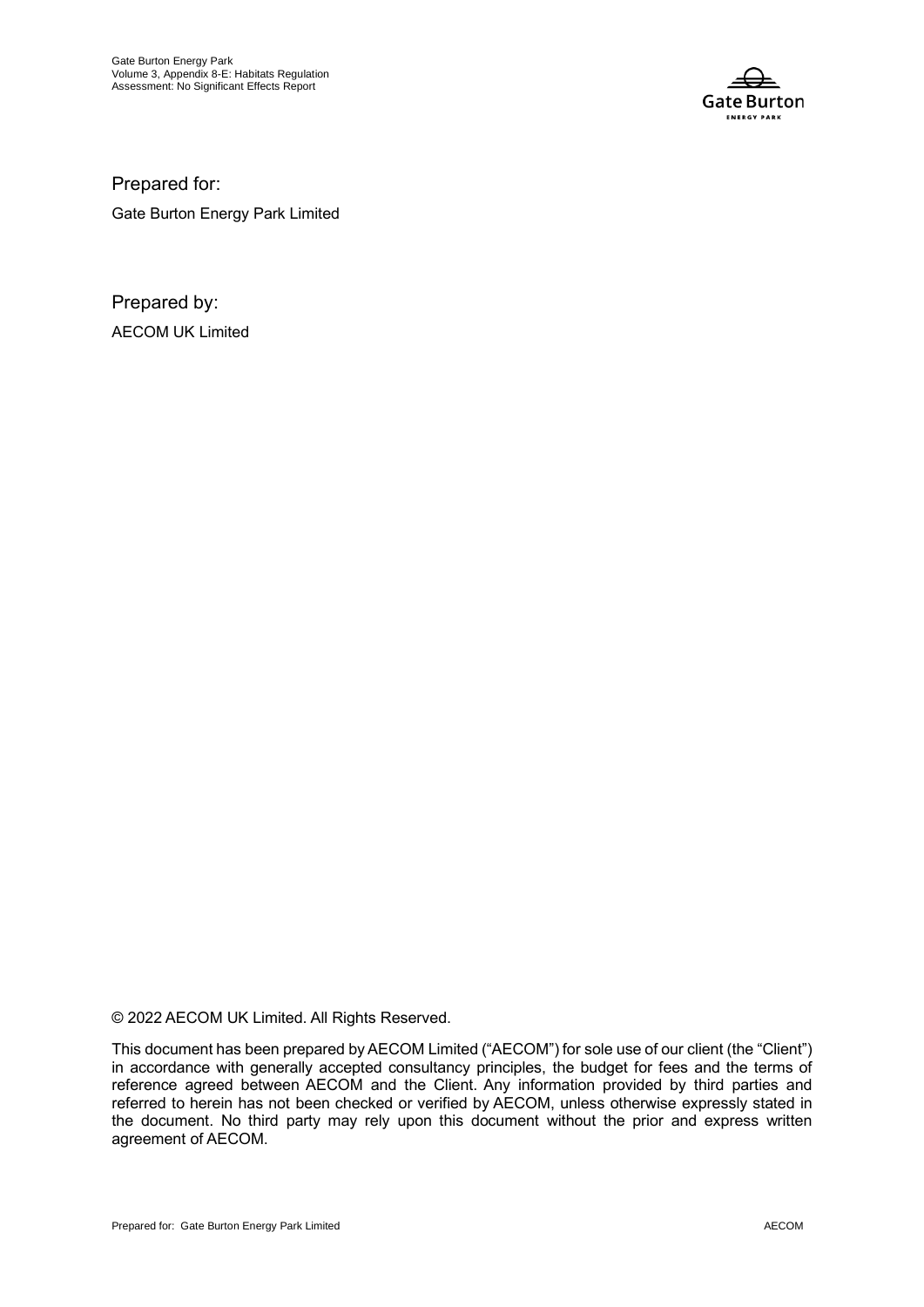Prepared for:

Gate Burton Energy Park Limited

Prepared by:

AECOM UK Limited

© 2022 AECOM UK Limited. All Rights Reserved.

This document has been prepared by AECOM Limited ("AECOM") for sole use of our client (the "Client") in accordance with generally accepted consultancy principles, the budget for fees and the terms of reference agreed between AECOM and the Client. Any information provided by third parties and referred to herein has not been checked or verified by AECOM, unless otherwise expressly stated in the document. No third party may rely upon this document without the prior and express written agreement of AECOM.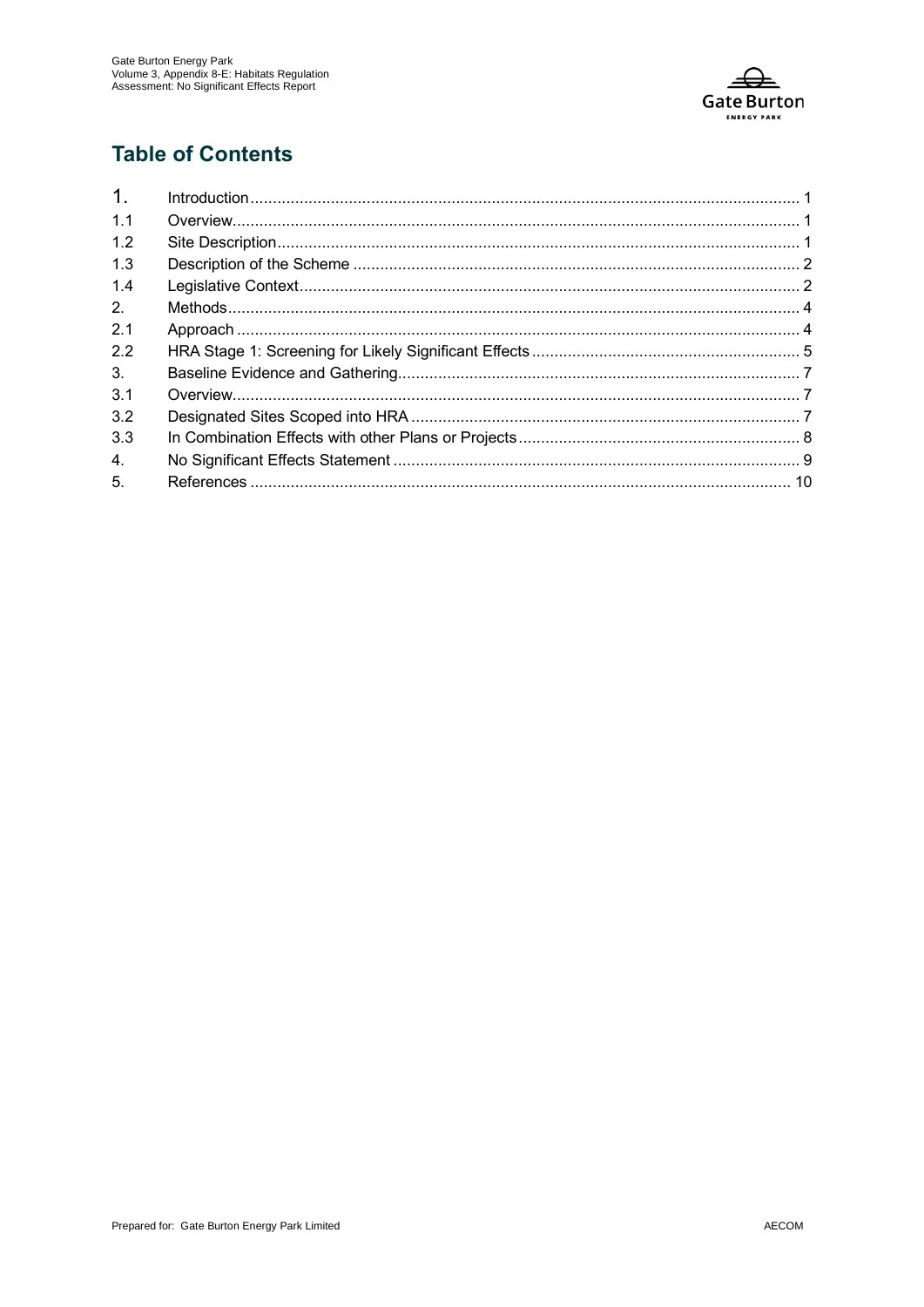## Table of Contents

| | | |
|---|---|---|
| 1. | Introduction | 1 |
| 1.1 | Overview | 1 |
| 1.2 | Site Description | 1 |
| 1.3 | Description of the Scheme | 2 |
| 1.4 | Legislative Context | 2 |
| 2. | Methods | 4 |
| 2.1 | Approach | 4 |
| 2.2 | HRA Stage 1: Screening for Likely Significant Effects | 5 |
| 3. | Baseline Evidence and Gathering | 7 |
| 3.1 | Overview | 7 |
| 3.2 | Designated Sites Scoped into HRA | 7 |
| 3.3 | In Combination Effects with other Plans or Projects | 8 |
| 4. | No Significant Effects Statement | 9 |
| 5. | References | 10 |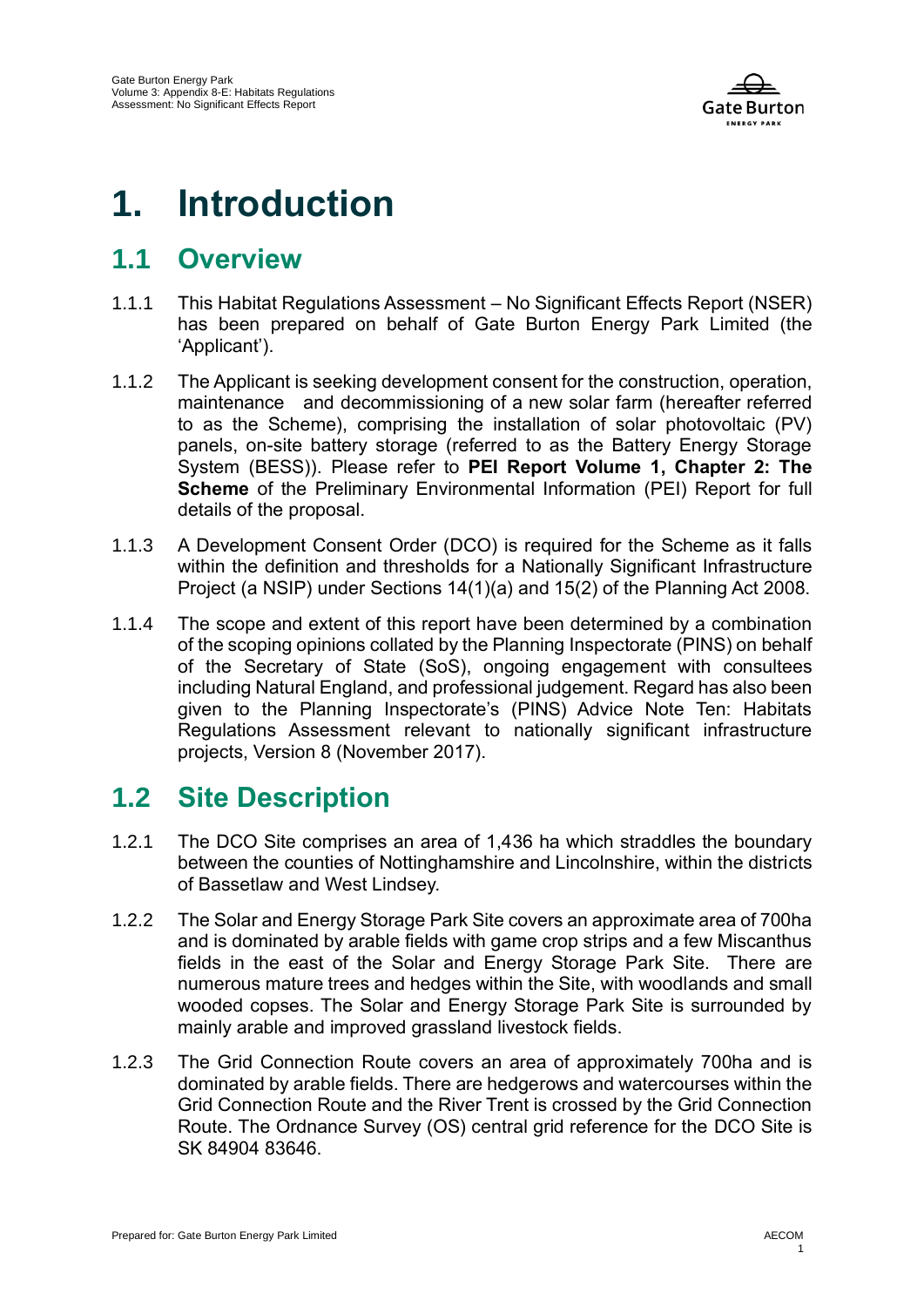# 1. Introduction

## 1.1 Overview

1.1.1 This Habitat Regulations Assessment – No Significant Effects Report (NSER) has been prepared on behalf of Gate Burton Energy Park Limited (the 'Applicant').

1.1.2 The Applicant is seeking development consent for the construction, operation, maintenance and decommissioning of a new solar farm (hereafter referred to as the Scheme), comprising the installation of solar photovoltaic (PV) panels, on-site battery storage (referred to as the Battery Energy Storage System (BESS)). Please refer to **PEI Report Volume 1, Chapter 2: The Scheme** of the Preliminary Environmental Information (PEI) Report for full details of the proposal.

1.1.3 A Development Consent Order (DCO) is required for the Scheme as it falls within the definition and thresholds for a Nationally Significant Infrastructure Project (a NSIP) under Sections 14(1)(a) and 15(2) of the Planning Act 2008.

1.1.4 The scope and extent of this report have been determined by a combination of the scoping opinions collated by the Planning Inspectorate (PINS) on behalf of the Secretary of State (SoS), ongoing engagement with consultees including Natural England, and professional judgement. Regard has also been given to the Planning Inspectorate's (PINS) Advice Note Ten: Habitats Regulations Assessment relevant to nationally significant infrastructure projects, Version 8 (November 2017).

## 1.2 Site Description

1.2.1 The DCO Site comprises an area of 1,436 ha which straddles the boundary between the counties of Nottinghamshire and Lincolnshire, within the districts of Bassetlaw and West Lindsey.

1.2.2 The Solar and Energy Storage Park Site covers an approximate area of 700ha and is dominated by arable fields with game crop strips and a few Miscanthus fields in the east of the Solar and Energy Storage Park Site. There are numerous mature trees and hedges within the Site, with woodlands and small wooded copses. The Solar and Energy Storage Park Site is surrounded by mainly arable and improved grassland livestock fields.

1.2.3 The Grid Connection Route covers an area of approximately 700ha and is dominated by arable fields. There are hedgerows and watercourses within the Grid Connection Route and the River Trent is crossed by the Grid Connection Route. The Ordnance Survey (OS) central grid reference for the DCO Site is SK 84904 83646.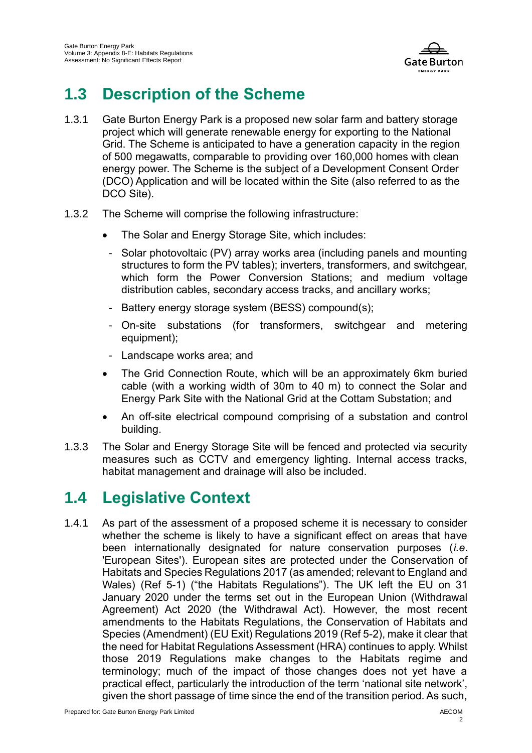## 1.3 Description of the Scheme

1.3.1 Gate Burton Energy Park is a proposed new solar farm and battery storage project which will generate renewable energy for exporting to the National Grid. The Scheme is anticipated to have a generation capacity in the region of 500 megawatts, comparable to providing over 160,000 homes with clean energy power. The Scheme is the subject of a Development Consent Order (DCO) Application and will be located within the Site (also referred to as the DCO Site).

1.3.2 The Scheme will comprise the following infrastructure:

- The Solar and Energy Storage Site, which includes:
  - Solar photovoltaic (PV) array works area (including panels and mounting structures to form the PV tables); inverters, transformers, and switchgear, which form the Power Conversion Stations; and medium voltage distribution cables, secondary access tracks, and ancillary works;
  - Battery energy storage system (BESS) compound(s);
  - On-site substations (for transformers, switchgear and metering equipment);
  - Landscape works area; and
- The Grid Connection Route, which will be an approximately 6km buried cable (with a working width of 30m to 40 m) to connect the Solar and Energy Park Site with the National Grid at the Cottam Substation; and
- An off-site electrical compound comprising of a substation and control building.

1.3.3 The Solar and Energy Storage Site will be fenced and protected via security measures such as CCTV and emergency lighting. Internal access tracks, habitat management and drainage will also be included.

## 1.4 Legislative Context

1.4.1 As part of the assessment of a proposed scheme it is necessary to consider whether the scheme is likely to have a significant effect on areas that have been internationally designated for nature conservation purposes (*i.e.* 'European Sites'). European sites are protected under the Conservation of Habitats and Species Regulations 2017 (as amended; relevant to England and Wales) (Ref 5-1) ("the Habitats Regulations"). The UK left the EU on 31 January 2020 under the terms set out in the European Union (Withdrawal Agreement) Act 2020 (the Withdrawal Act). However, the most recent amendments to the Habitats Regulations, the Conservation of Habitats and Species (Amendment) (EU Exit) Regulations 2019 (Ref 5-2), make it clear that the need for Habitat Regulations Assessment (HRA) continues to apply. Whilst those 2019 Regulations make changes to the Habitats regime and terminology; much of the impact of those changes does not yet have a practical effect, particularly the introduction of the term 'national site network', given the short passage of time since the end of the transition period. As such,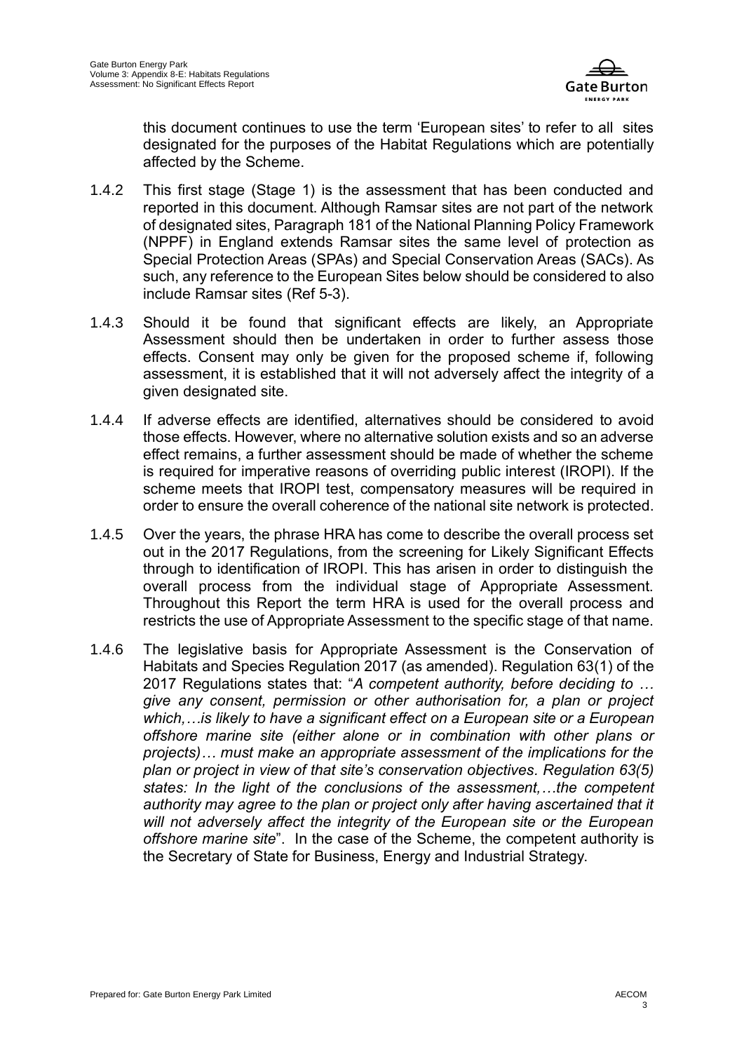this document continues to use the term 'European sites' to refer to all sites designated for the purposes of the Habitat Regulations which are potentially affected by the Scheme.

1.4.2 This first stage (Stage 1) is the assessment that has been conducted and reported in this document. Although Ramsar sites are not part of the network of designated sites, Paragraph 181 of the National Planning Policy Framework (NPPF) in England extends Ramsar sites the same level of protection as Special Protection Areas (SPAs) and Special Conservation Areas (SACs). As such, any reference to the European Sites below should be considered to also include Ramsar sites (Ref 5-3).

1.4.3 Should it be found that significant effects are likely, an Appropriate Assessment should then be undertaken in order to further assess those effects. Consent may only be given for the proposed scheme if, following assessment, it is established that it will not adversely affect the integrity of a given designated site.

1.4.4 If adverse effects are identified, alternatives should be considered to avoid those effects. However, where no alternative solution exists and so an adverse effect remains, a further assessment should be made of whether the scheme is required for imperative reasons of overriding public interest (IROPI). If the scheme meets that IROPI test, compensatory measures will be required in order to ensure the overall coherence of the national site network is protected.

1.4.5 Over the years, the phrase HRA has come to describe the overall process set out in the 2017 Regulations, from the screening for Likely Significant Effects through to identification of IROPI. This has arisen in order to distinguish the overall process from the individual stage of Appropriate Assessment. Throughout this Report the term HRA is used for the overall process and restricts the use of Appropriate Assessment to the specific stage of that name.

1.4.6 The legislative basis for Appropriate Assessment is the Conservation of Habitats and Species Regulation 2017 (as amended). Regulation 63(1) of the 2017 Regulations states that: "*A competent authority, before deciding to … give any consent, permission or other authorisation for, a plan or project which,…is likely to have a significant effect on a European site or a European offshore marine site (either alone or in combination with other plans or projects)… must make an appropriate assessment of the implications for the plan or project in view of that site's conservation objectives. Regulation 63(5) states: In the light of the conclusions of the assessment,…the competent authority may agree to the plan or project only after having ascertained that it will not adversely affect the integrity of the European site or the European offshore marine site*". In the case of the Scheme, the competent authority is the Secretary of State for Business, Energy and Industrial Strategy.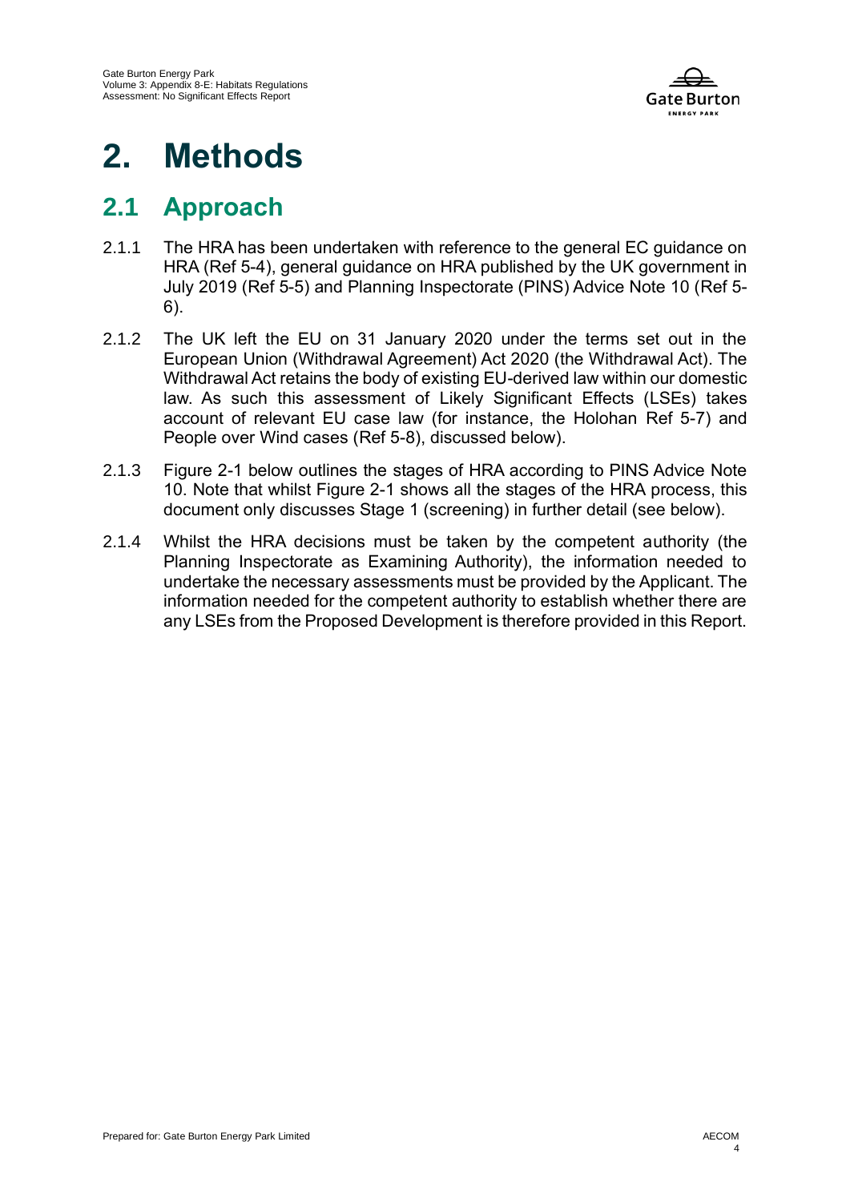# 2. Methods

## 2.1 Approach

2.1.1 The HRA has been undertaken with reference to the general EC guidance on HRA (Ref 5-4), general guidance on HRA published by the UK government in July 2019 (Ref 5-5) and Planning Inspectorate (PINS) Advice Note 10 (Ref 5-6).

2.1.2 The UK left the EU on 31 January 2020 under the terms set out in the European Union (Withdrawal Agreement) Act 2020 (the Withdrawal Act). The Withdrawal Act retains the body of existing EU-derived law within our domestic law. As such this assessment of Likely Significant Effects (LSEs) takes account of relevant EU case law (for instance, the Holohan Ref 5-7) and People over Wind cases (Ref 5-8), discussed below).

2.1.3 Figure 2-1 below outlines the stages of HRA according to PINS Advice Note 10. Note that whilst Figure 2-1 shows all the stages of the HRA process, this document only discusses Stage 1 (screening) in further detail (see below).

2.1.4 Whilst the HRA decisions must be taken by the competent authority (the Planning Inspectorate as Examining Authority), the information needed to undertake the necessary assessments must be provided by the Applicant. The information needed for the competent authority to establish whether there are any LSEs from the Proposed Development is therefore provided in this Report.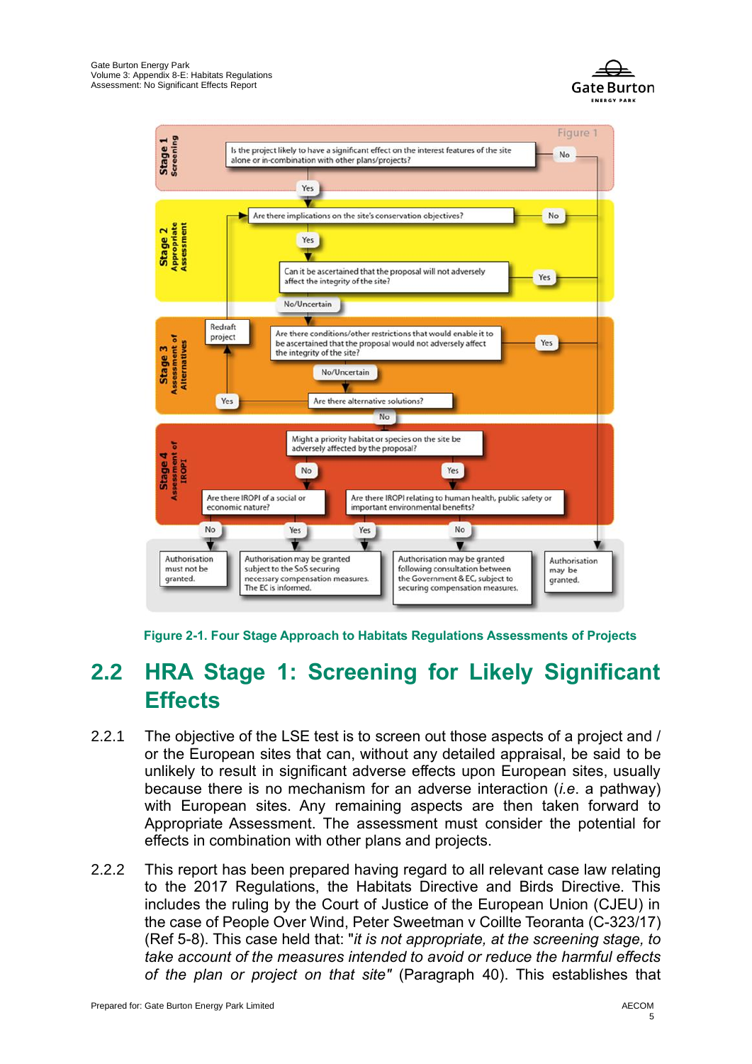Figure 2-1. Four Stage Approach to Habitats Regulations Assessments of Projects

## 2.2 HRA Stage 1: Screening for Likely Significant Effects

2.2.1 The objective of the LSE test is to screen out those aspects of a project and / or the European sites that can, without any detailed appraisal, be said to be unlikely to result in significant adverse effects upon European sites, usually because there is no mechanism for an adverse interaction (*i.e.* a pathway) with European sites. Any remaining aspects are then taken forward to Appropriate Assessment. The assessment must consider the potential for effects in combination with other plans and projects.

2.2.2 This report has been prepared having regard to all relevant case law relating to the 2017 Regulations, the Habitats Directive and Birds Directive. This includes the ruling by the Court of Justice of the European Union (CJEU) in the case of People Over Wind, Peter Sweetman v Coillte Teoranta (C-323/17) (Ref 5-8). This case held that: "*it is not appropriate, at the screening stage, to take account of the measures intended to avoid or reduce the harmful effects of the plan or project on that site"* (Paragraph 40). This establishes that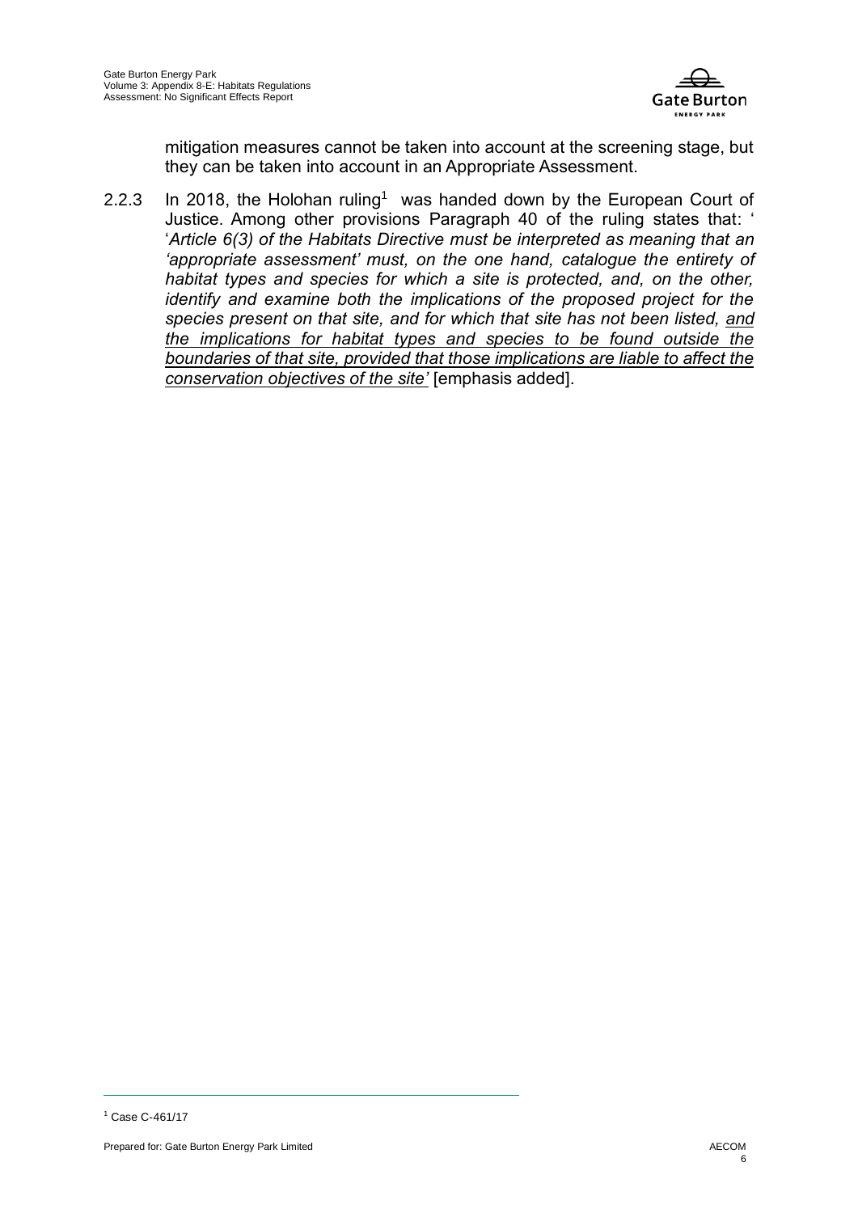mitigation measures cannot be taken into account at the screening stage, but they can be taken into account in an Appropriate Assessment.

2.2.3 In 2018, the Holohan ruling[1] was handed down by the European Court of Justice. Among other provisions Paragraph 40 of the ruling states that: ' '*Article 6(3) of the Habitats Directive must be interpreted as meaning that an 'appropriate assessment' must, on the one hand, catalogue the entirety of habitat types and species for which a site is protected, and, on the other, identify and examine both the implications of the proposed project for the species present on that site, and for which that site has not been listed, <u>and the implications for habitat types and species to be found outside the boundaries of that site, provided that those implications are liable to affect the conservation objectives of the site</u>'* [emphasis added].

[1] Case C-461/17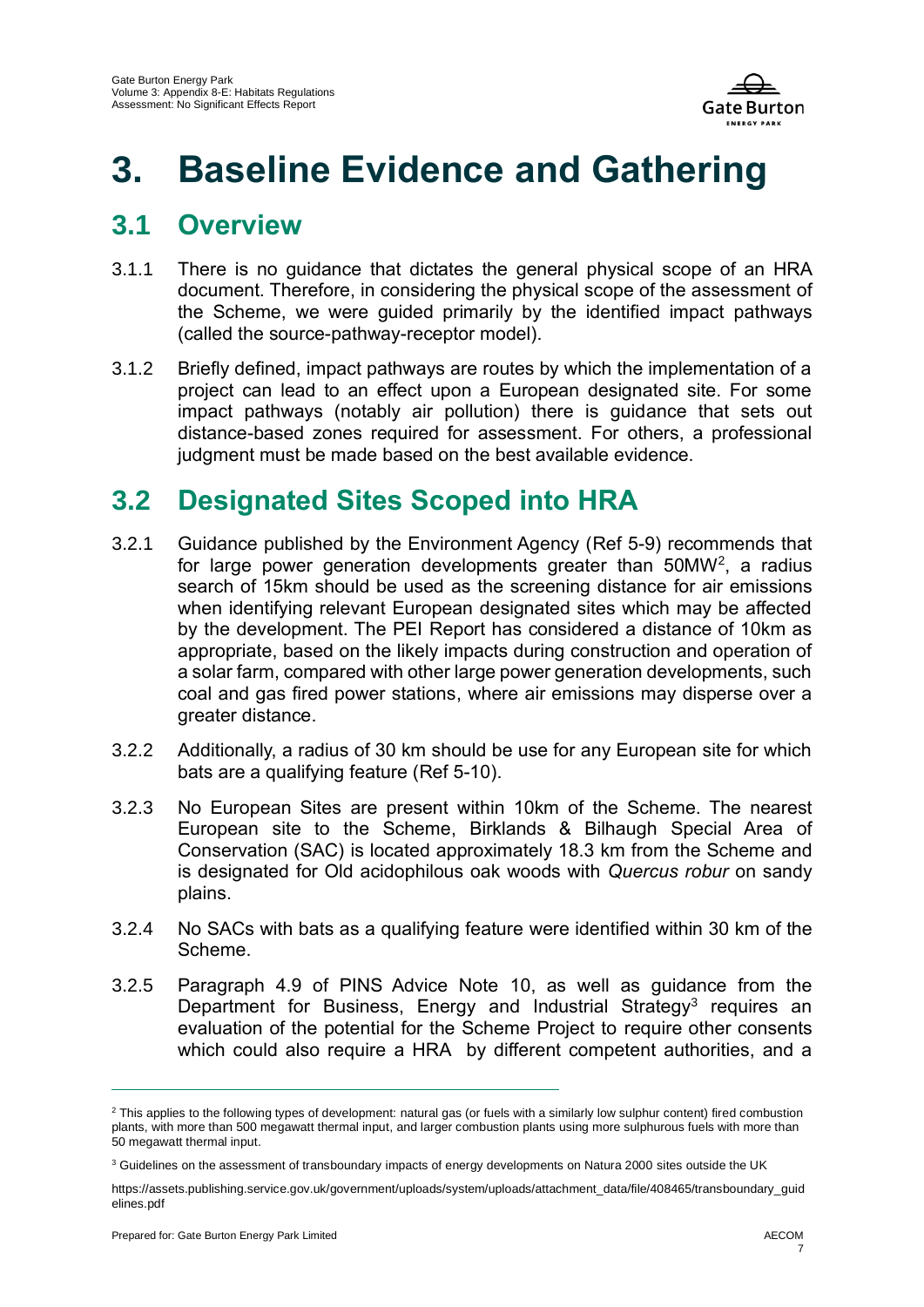# 3. Baseline Evidence and Gathering

## 3.1 Overview

3.1.1 There is no guidance that dictates the general physical scope of an HRA document. Therefore, in considering the physical scope of the assessment of the Scheme, we were guided primarily by the identified impact pathways (called the source-pathway-receptor model).

3.1.2 Briefly defined, impact pathways are routes by which the implementation of a project can lead to an effect upon a European designated site. For some impact pathways (notably air pollution) there is guidance that sets out distance-based zones required for assessment. For others, a professional judgment must be made based on the best available evidence.

## 3.2 Designated Sites Scoped into HRA

3.2.1 Guidance published by the Environment Agency (Ref 5-9) recommends that for large power generation developments greater than 50MW[2], a radius search of 15km should be used as the screening distance for air emissions when identifying relevant European designated sites which may be affected by the development. The PEI Report has considered a distance of 10km as appropriate, based on the likely impacts during construction and operation of a solar farm, compared with other large power generation developments, such coal and gas fired power stations, where air emissions may disperse over a greater distance.

3.2.2 Additionally, a radius of 30 km should be use for any European site for which bats are a qualifying feature (Ref 5-10).

3.2.3 No European Sites are present within 10km of the Scheme. The nearest European site to the Scheme, Birklands & Bilhaugh Special Area of Conservation (SAC) is located approximately 18.3 km from the Scheme and is designated for Old acidophilous oak woods with *Quercus robur* on sandy plains.

3.2.4 No SACs with bats as a qualifying feature were identified within 30 km of the Scheme.

3.2.5 Paragraph 4.9 of PINS Advice Note 10, as well as guidance from the Department for Business, Energy and Industrial Strategy[3] requires an evaluation of the potential for the Scheme Project to require other consents which could also require a HRA by different competent authorities, and a

---

[2] This applies to the following types of development: natural gas (or fuels with a similarly low sulphur content) fired combustion plants, with more than 500 megawatt thermal input, and larger combustion plants using more sulphurous fuels with more than 50 megawatt thermal input.

[3] Guidelines on the assessment of transboundary impacts of energy developments on Natura 2000 sites outside the UK

https://assets.publishing.service.gov.uk/government/uploads/system/uploads/attachment_data/file/408465/transboundary_guidelines.pdf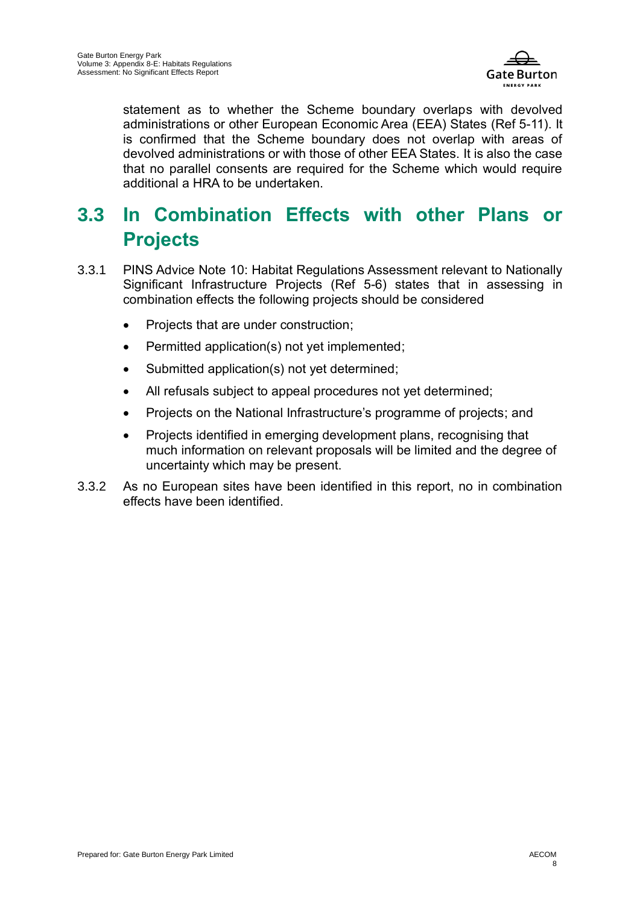statement as to whether the Scheme boundary overlaps with devolved administrations or other European Economic Area (EEA) States (Ref 5-11). It is confirmed that the Scheme boundary does not overlap with areas of devolved administrations or with those of other EEA States. It is also the case that no parallel consents are required for the Scheme which would require additional a HRA to be undertaken.

## 3.3 In Combination Effects with other Plans or Projects

3.3.1 PINS Advice Note 10: Habitat Regulations Assessment relevant to Nationally Significant Infrastructure Projects (Ref 5-6) states that in assessing in combination effects the following projects should be considered

- Projects that are under construction;
- Permitted application(s) not yet implemented;
- Submitted application(s) not yet determined;
- All refusals subject to appeal procedures not yet determined;
- Projects on the National Infrastructure's programme of projects; and
- Projects identified in emerging development plans, recognising that much information on relevant proposals will be limited and the degree of uncertainty which may be present.

3.3.2 As no European sites have been identified in this report, no in combination effects have been identified.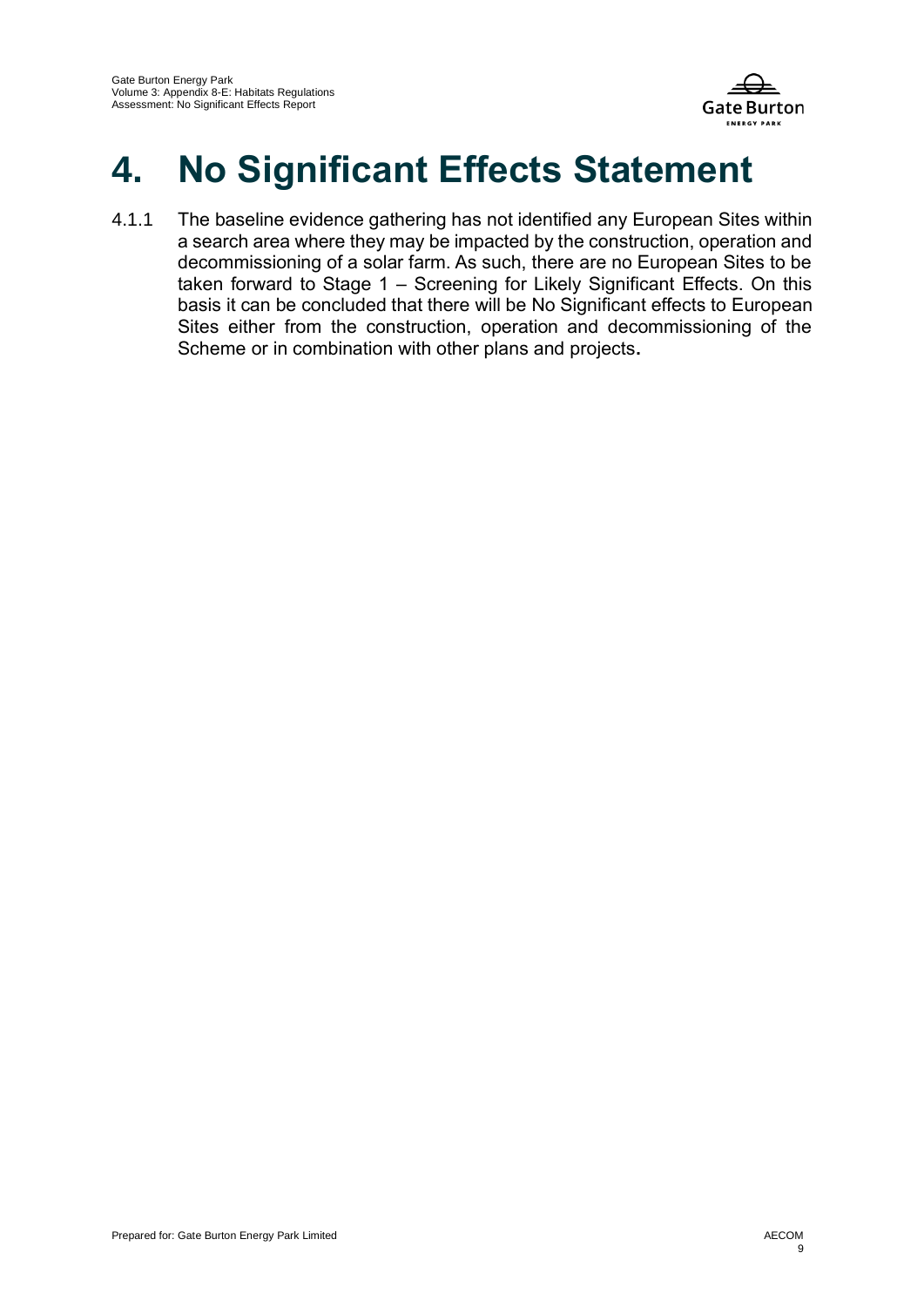# 4. No Significant Effects Statement

4.1.1 The baseline evidence gathering has not identified any European Sites within a search area where they may be impacted by the construction, operation and decommissioning of a solar farm. As such, there are no European Sites to be taken forward to Stage 1 – Screening for Likely Significant Effects. On this basis it can be concluded that there will be No Significant effects to European Sites either from the construction, operation and decommissioning of the Scheme or in combination with other plans and projects**.**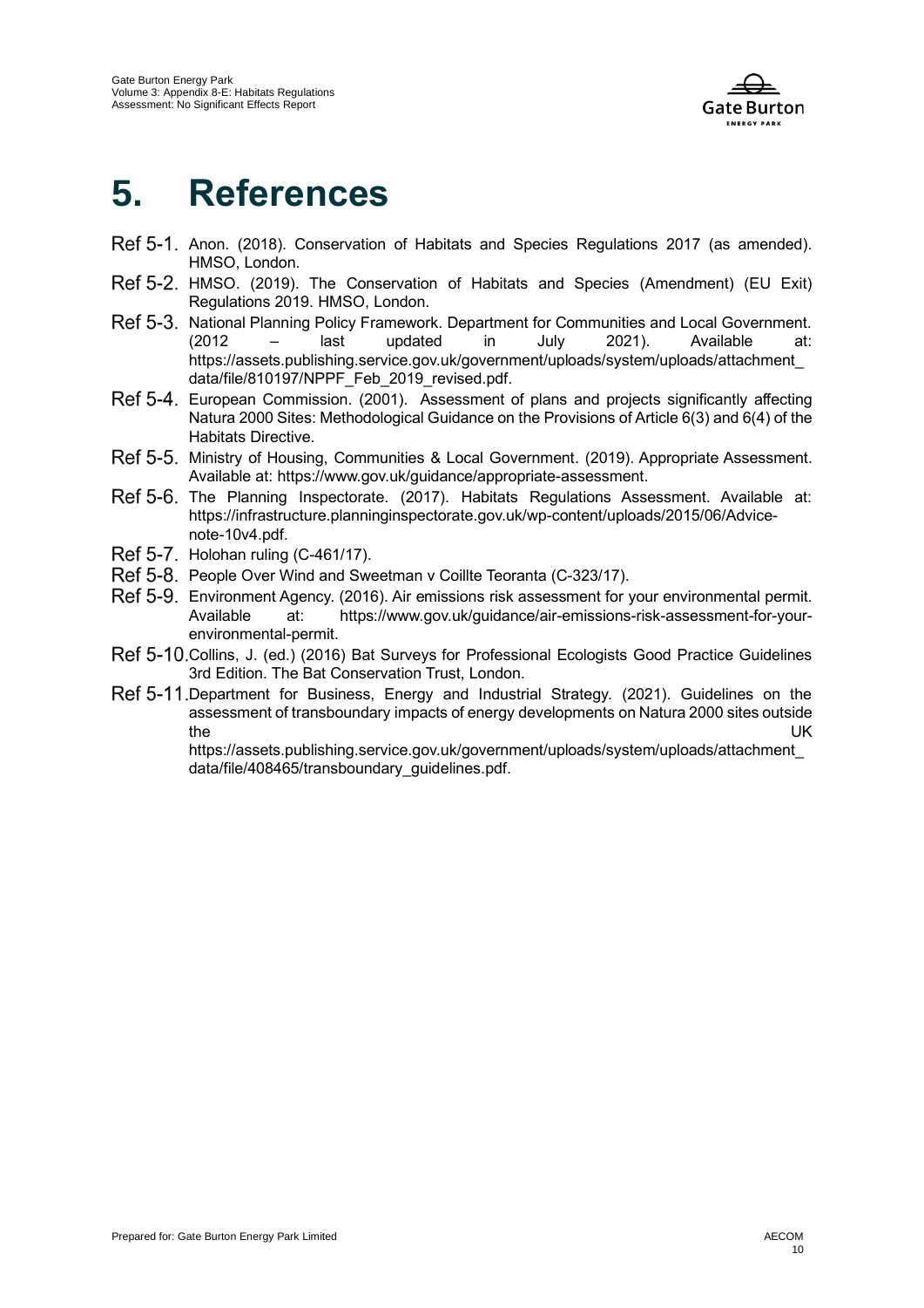# 5. References

Ref 5-1. Anon. (2018). Conservation of Habitats and Species Regulations 2017 (as amended). HMSO, London.

Ref 5-2. HMSO. (2019). The Conservation of Habitats and Species (Amendment) (EU Exit) Regulations 2019. HMSO, London.

Ref 5-3. National Planning Policy Framework. Department for Communities and Local Government. (2012 – last updated in July 2021). Available at: https://assets.publishing.service.gov.uk/government/uploads/system/uploads/attachment_data/file/810197/NPPF_Feb_2019_revised.pdf.

Ref 5-4. European Commission. (2001). Assessment of plans and projects significantly affecting Natura 2000 Sites: Methodological Guidance on the Provisions of Article 6(3) and 6(4) of the Habitats Directive.

Ref 5-5. Ministry of Housing, Communities & Local Government. (2019). Appropriate Assessment. Available at: https://www.gov.uk/guidance/appropriate-assessment.

Ref 5-6. The Planning Inspectorate. (2017). Habitats Regulations Assessment. Available at: https://infrastructure.planninginspectorate.gov.uk/wp-content/uploads/2015/06/Advice-note-10v4.pdf.

Ref 5-7. Holohan ruling (C-461/17).

Ref 5-8. People Over Wind and Sweetman v Coillte Teoranta (C-323/17).

Ref 5-9. Environment Agency. (2016). Air emissions risk assessment for your environmental permit. Available at: https://www.gov.uk/guidance/air-emissions-risk-assessment-for-your-environmental-permit.

Ref 5-10. Collins, J. (ed.) (2016) Bat Surveys for Professional Ecologists Good Practice Guidelines 3rd Edition. The Bat Conservation Trust, London.

Ref 5-11. Department for Business, Energy and Industrial Strategy. (2021). Guidelines on the assessment of transboundary impacts of energy developments on Natura 2000 sites outside the UK https://assets.publishing.service.gov.uk/government/uploads/system/uploads/attachment_data/file/408465/transboundary_guidelines.pdf.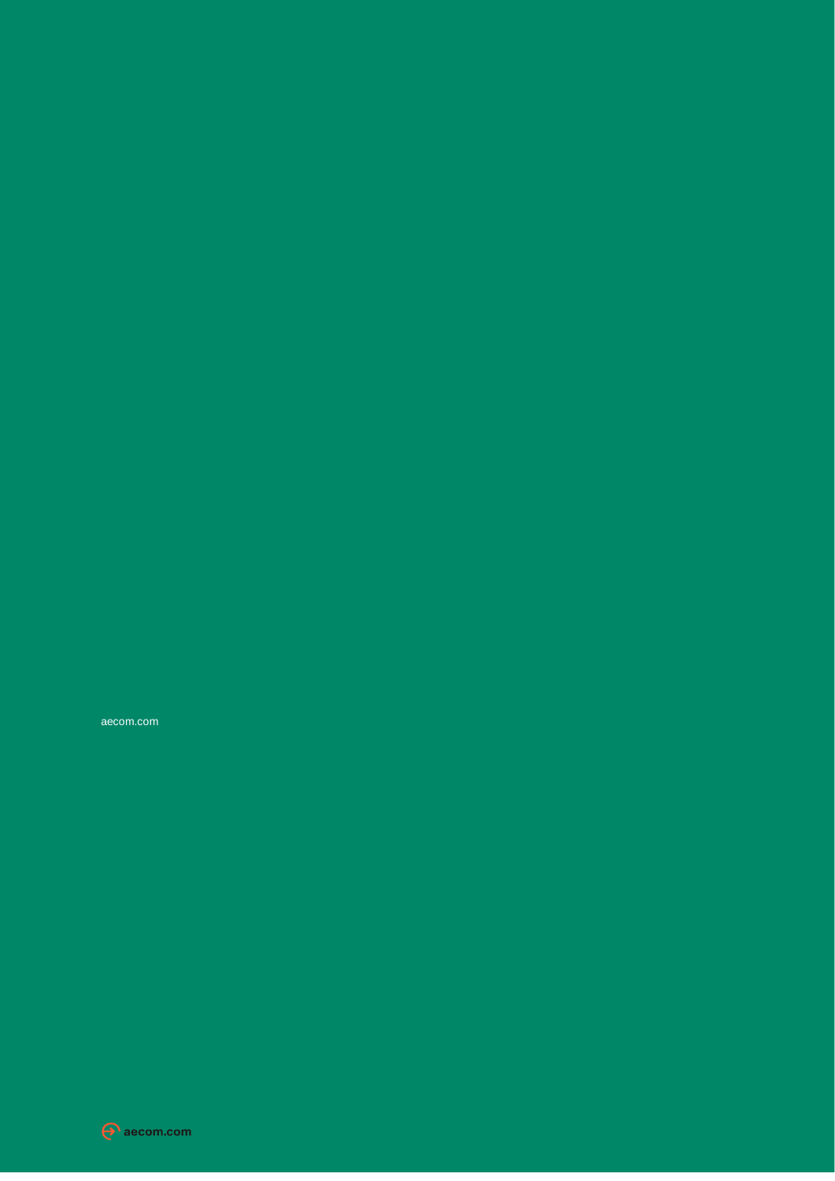aecom.com

aecom.com